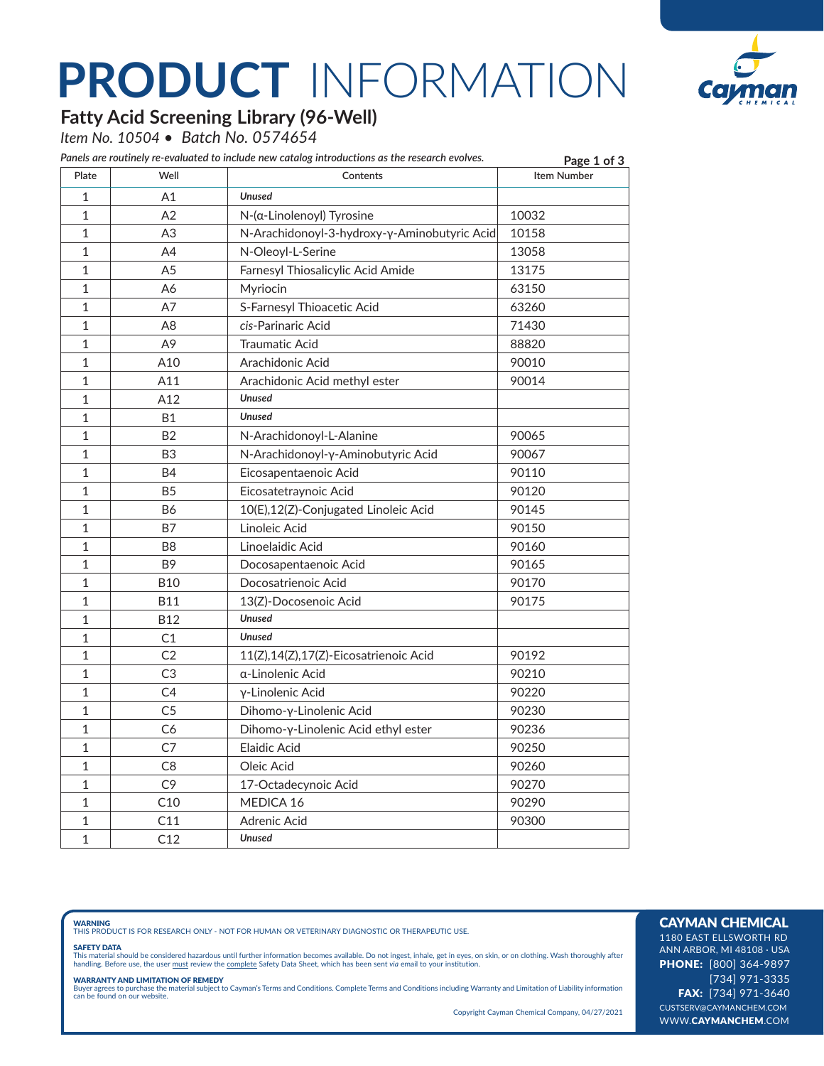# PRODUCT INFORMATION

## Fatty Acid Screening Library (96-Well)

*Item No. 10504 • Batch No. 0574654*

*Panels are routinely re-evaluated to include new catalog introductions as the research evolves.*

| Plate | Well | Contents | Item Number |
|---|---|---|---|
| 1 | A1 | ***Unused*** | |
| 1 | A2 | N-(α-Linolenoyl) Tyrosine | 10032 |
| 1 | A3 | N-Arachidonoyl-3-hydroxy-γ-Aminobutyric Acid | 10158 |
| 1 | A4 | N-Oleoyl-L-Serine | 13058 |
| 1 | A5 | Farnesyl Thiosalicylic Acid Amide | 13175 |
| 1 | A6 | Myriocin | 63150 |
| 1 | A7 | S-Farnesyl Thioacetic Acid | 63260 |
| 1 | A8 | *cis*-Parinaric Acid | 71430 |
| 1 | A9 | Traumatic Acid | 88820 |
| 1 | A10 | Arachidonic Acid | 90010 |
| 1 | A11 | Arachidonic Acid methyl ester | 90014 |
| 1 | A12 | ***Unused*** | |
| 1 | B1 | ***Unused*** | |
| 1 | B2 | N-Arachidonoyl-L-Alanine | 90065 |
| 1 | B3 | N-Arachidonoyl-γ-Aminobutyric Acid | 90067 |
| 1 | B4 | Eicosapentaenoic Acid | 90110 |
| 1 | B5 | Eicosatetraynoic Acid | 90120 |
| 1 | B6 | 10(E),12(Z)-Conjugated Linoleic Acid | 90145 |
| 1 | B7 | Linoleic Acid | 90150 |
| 1 | B8 | Linoelaidic Acid | 90160 |
| 1 | B9 | Docosapentaenoic Acid | 90165 |
| 1 | B10 | Docosatrienoic Acid | 90170 |
| 1 | B11 | 13(Z)-Docosenoic Acid | 90175 |
| 1 | B12 | ***Unused*** | |
| 1 | C1 | ***Unused*** | |
| 1 | C2 | 11(Z),14(Z),17(Z)-Eicosatrienoic Acid | 90192 |
| 1 | C3 | α-Linolenic Acid | 90210 |
| 1 | C4 | γ-Linolenic Acid | 90220 |
| 1 | C5 | Dihomo-γ-Linolenic Acid | 90230 |
| 1 | C6 | Dihomo-γ-Linolenic Acid ethyl ester | 90236 |
| 1 | C7 | Elaidic Acid | 90250 |
| 1 | C8 | Oleic Acid | 90260 |
| 1 | C9 | 17-Octadecynoic Acid | 90270 |
| 1 | C10 | MEDICA 16 | 90290 |
| 1 | C11 | Adrenic Acid | 90300 |
| 1 | C12 | ***Unused*** | |

**WARNING**
THIS PRODUCT IS FOR RESEARCH ONLY - NOT FOR HUMAN OR VETERINARY DIAGNOSTIC OR THERAPEUTIC USE.

**SAFETY DATA**
This material should be considered hazardous until further information becomes available. Do not ingest, inhale, get in eyes, on skin, or on clothing. Wash thoroughly after handling. Before use, the user must review the complete Safety Data Sheet, which has been sent *via* email to your institution.

**WARRANTY AND LIMITATION OF REMEDY**
Buyer agrees to purchase the material subject to Cayman's Terms and Conditions. Complete Terms and Conditions including Warranty and Limitation of Liability information can be found on our website.

Copyright Cayman Chemical Company, 04/27/2021

**CAYMAN CHEMICAL**
1180 EAST ELLSWORTH RD
ANN ARBOR, MI 48108 · USA
**PHONE:** [800] 364-9897
[734] 971-3335
**FAX:** [734] 971-3640
CUSTSERV@CAYMANCHEM.COM
WWW.CAYMANCHEM.COM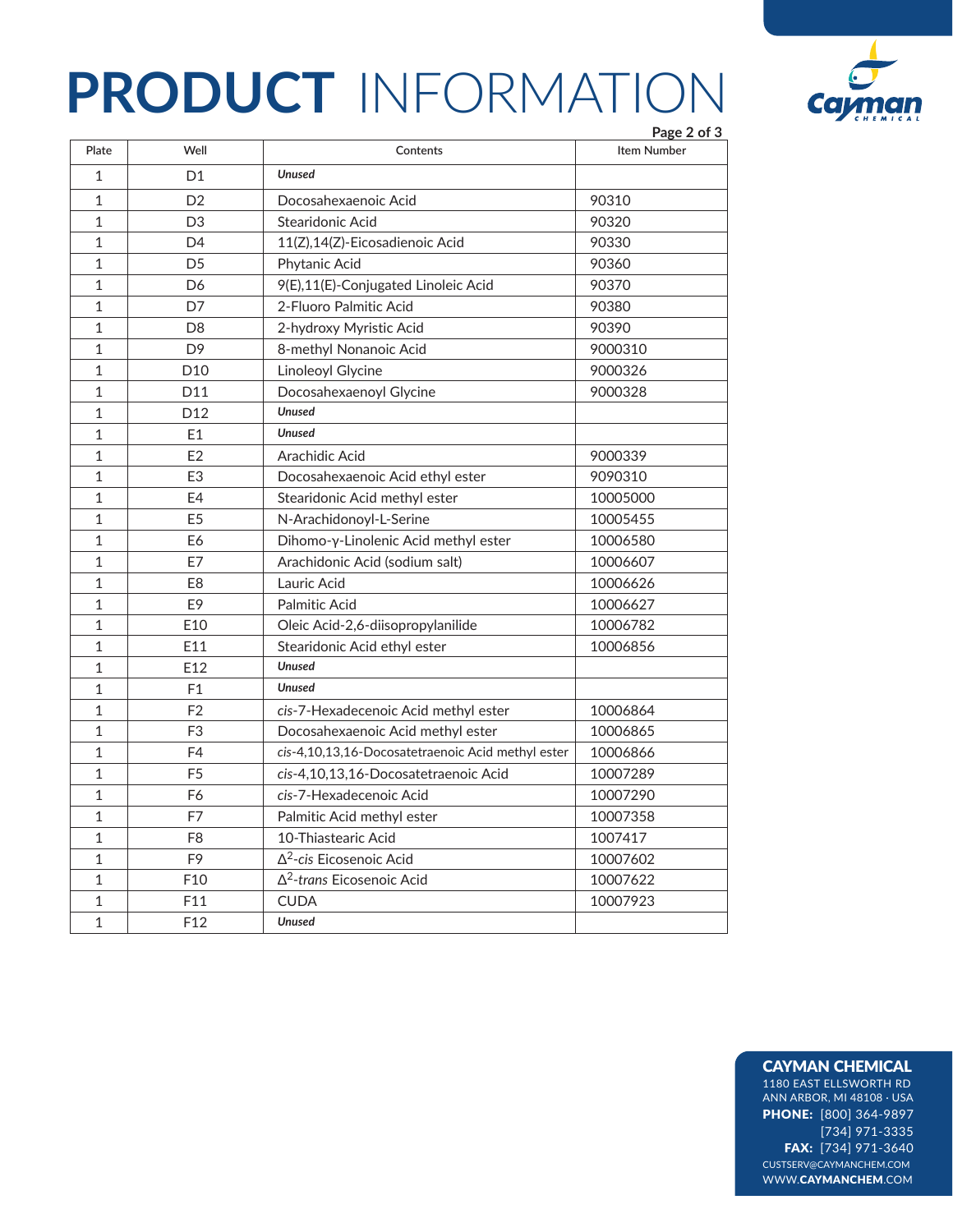# PRODUCT INFORMATION

| Plate | Well | Contents | Item Number |
|---|---|---|---|
| 1 | D1 | ***Unused*** | |
| 1 | D2 | Docosahexaenoic Acid | 90310 |
| 1 | D3 | Stearidonic Acid | 90320 |
| 1 | D4 | 11(Z),14(Z)-Eicosadienoic Acid | 90330 |
| 1 | D5 | Phytanic Acid | 90360 |
| 1 | D6 | 9(E),11(E)-Conjugated Linoleic Acid | 90370 |
| 1 | D7 | 2-Fluoro Palmitic Acid | 90380 |
| 1 | D8 | 2-hydroxy Myristic Acid | 90390 |
| 1 | D9 | 8-methyl Nonanoic Acid | 9000310 |
| 1 | D10 | Linoleoyl Glycine | 9000326 |
| 1 | D11 | Docosahexaenoyl Glycine | 9000328 |
| 1 | D12 | ***Unused*** | |
| 1 | E1 | ***Unused*** | |
| 1 | E2 | Arachidic Acid | 9000339 |
| 1 | E3 | Docosahexaenoic Acid ethyl ester | 9090310 |
| 1 | E4 | Stearidonic Acid methyl ester | 10005000 |
| 1 | E5 | N-Arachidonoyl-L-Serine | 10005455 |
| 1 | E6 | Dihomo-γ-Linolenic Acid methyl ester | 10006580 |
| 1 | E7 | Arachidonic Acid (sodium salt) | 10006607 |
| 1 | E8 | Lauric Acid | 10006626 |
| 1 | E9 | Palmitic Acid | 10006627 |
| 1 | E10 | Oleic Acid-2,6-diisopropylanilide | 10006782 |
| 1 | E11 | Stearidonic Acid ethyl ester | 10006856 |
| 1 | E12 | ***Unused*** | |
| 1 | F1 | ***Unused*** | |
| 1 | F2 | *cis*-7-Hexadecenoic Acid methyl ester | 10006864 |
| 1 | F3 | Docosahexaenoic Acid methyl ester | 10006865 |
| 1 | F4 | *cis*-4,10,13,16-Docosatetraenoic Acid methyl ester | 10006866 |
| 1 | F5 | *cis*-4,10,13,16-Docosatetraenoic Acid | 10007289 |
| 1 | F6 | *cis*-7-Hexadecenoic Acid | 10007290 |
| 1 | F7 | Palmitic Acid methyl ester | 10007358 |
| 1 | F8 | 10-Thiastearic Acid | 1007417 |
| 1 | F9 | $\Delta^2$-*cis* Eicosenoic Acid | 10007602 |
| 1 | F10 | $\Delta^2$-*trans* Eicosenoic Acid | 10007622 |
| 1 | F11 | CUDA | 10007923 |
| 1 | F12 | ***Unused*** | |

**CAYMAN CHEMICAL**
1180 EAST ELLSWORTH RD
ANN ARBOR, MI 48108 · USA
**PHONE:** [800] 364-9897
[734] 971-3335
**FAX:** [734] 971-3640
CUSTSERV@CAYMANCHEM.COM
WWW.**CAYMANCHEM**.COM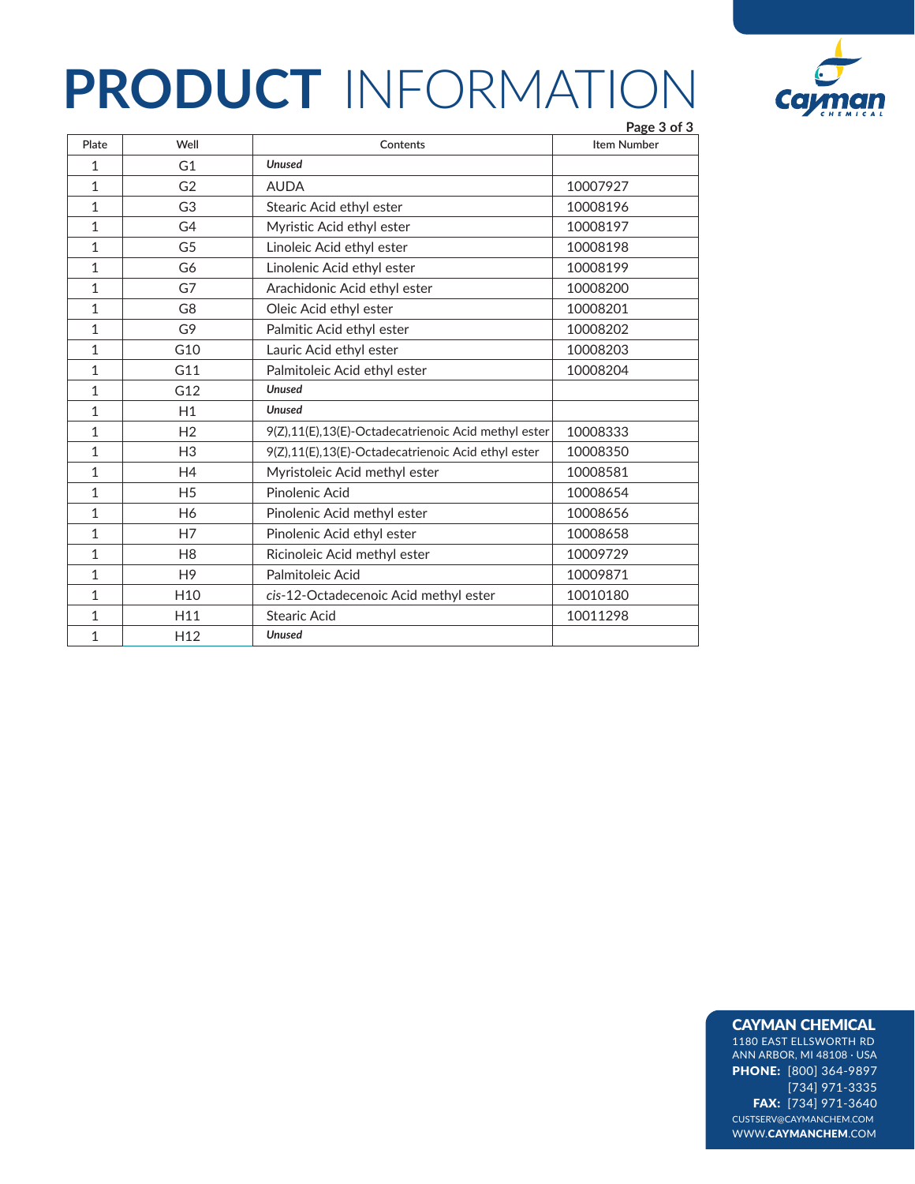# PRODUCT INFORMATION

| Plate | Well | Contents | Item Number |
|---|---|---|---|
| 1 | G1 | ***Unused*** | |
| 1 | G2 | AUDA | 10007927 |
| 1 | G3 | Stearic Acid ethyl ester | 10008196 |
| 1 | G4 | Myristic Acid ethyl ester | 10008197 |
| 1 | G5 | Linoleic Acid ethyl ester | 10008198 |
| 1 | G6 | Linolenic Acid ethyl ester | 10008199 |
| 1 | G7 | Arachidonic Acid ethyl ester | 10008200 |
| 1 | G8 | Oleic Acid ethyl ester | 10008201 |
| 1 | G9 | Palmitic Acid ethyl ester | 10008202 |
| 1 | G10 | Lauric Acid ethyl ester | 10008203 |
| 1 | G11 | Palmitoleic Acid ethyl ester | 10008204 |
| 1 | G12 | ***Unused*** | |
| 1 | H1 | ***Unused*** | |
| 1 | H2 | 9(Z),11(E),13(E)-Octadecatrienoic Acid methyl ester | 10008333 |
| 1 | H3 | 9(Z),11(E),13(E)-Octadecatrienoic Acid ethyl ester | 10008350 |
| 1 | H4 | Myristoleic Acid methyl ester | 10008581 |
| 1 | H5 | Pinolenic Acid | 10008654 |
| 1 | H6 | Pinolenic Acid methyl ester | 10008656 |
| 1 | H7 | Pinolenic Acid ethyl ester | 10008658 |
| 1 | H8 | Ricinoleic Acid methyl ester | 10009729 |
| 1 | H9 | Palmitoleic Acid | 10009871 |
| 1 | H10 | *cis*-12-Octadecenoic Acid methyl ester | 10010180 |
| 1 | H11 | Stearic Acid | 10011298 |
| 1 | H12 | ***Unused*** | |

**CAYMAN CHEMICAL**
1180 EAST ELLSWORTH RD
ANN ARBOR, MI 48108 · USA
**PHONE:** [800] 364-9897
[734] 971-3335
**FAX:** [734] 971-3640
CUSTSERV@CAYMANCHEM.COM
WWW.**CAYMANCHEM**.COM